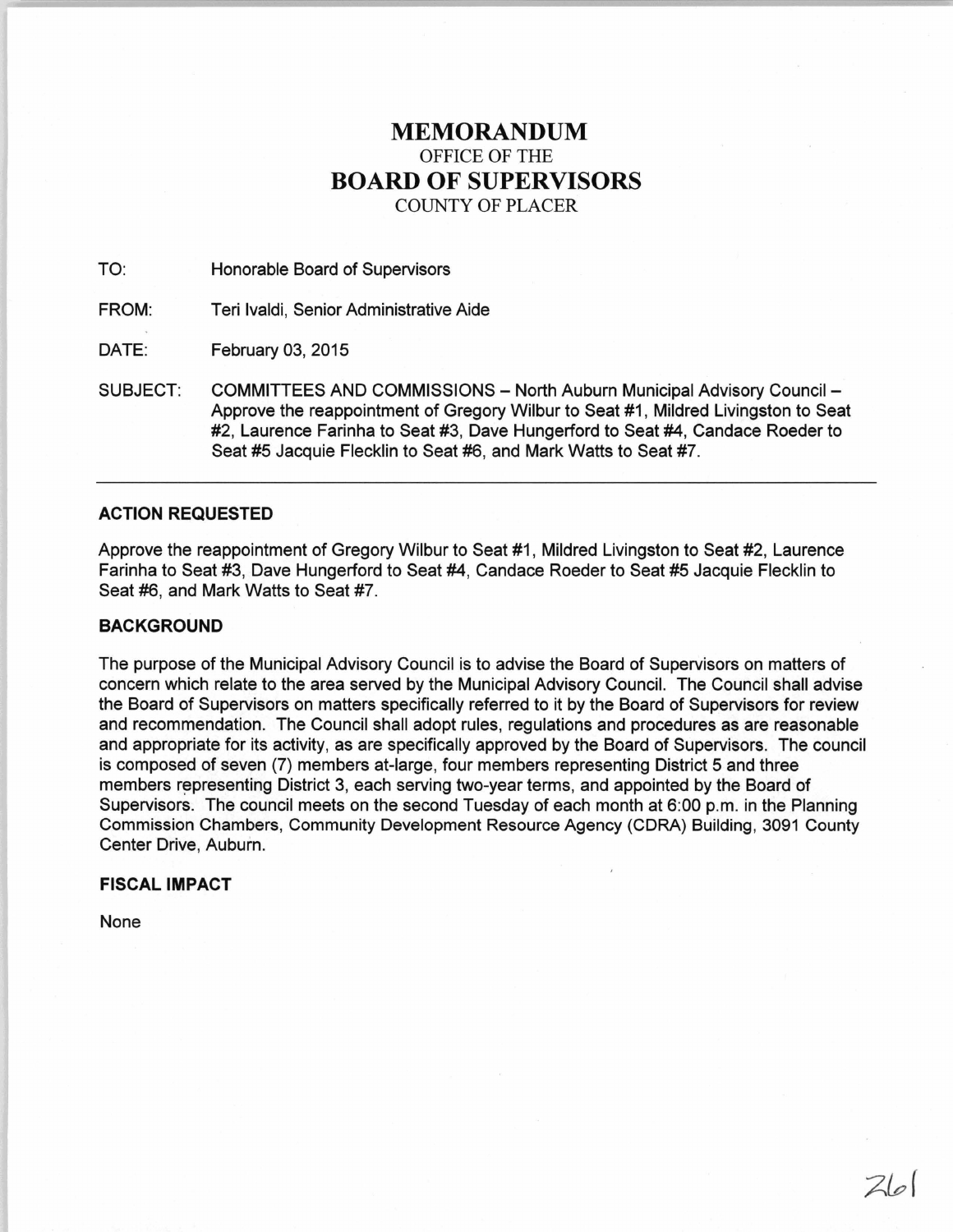# MEMORANDUM
OFFICE OF THE
# BOARD OF SUPERVISORS
COUNTY OF PLACER

TO: Honorable Board of Supervisors

FROM: Teri Ivaldi, Senior Administrative Aide

DATE: February 03, 2015

SUBJECT: COMMITTEES AND COMMISSIONS – North Auburn Municipal Advisory Council – Approve the reappointment of Gregory Wilbur to Seat #1, Mildred Livingston to Seat #2, Laurence Farinha to Seat #3, Dave Hungerford to Seat #4, Candace Roeder to Seat #5 Jacquie Flecklin to Seat #6, and Mark Watts to Seat #7.

---

### ACTION REQUESTED

Approve the reappointment of Gregory Wilbur to Seat #1, Mildred Livingston to Seat #2, Laurence Farinha to Seat #3, Dave Hungerford to Seat #4, Candace Roeder to Seat #5 Jacquie Flecklin to Seat #6, and Mark Watts to Seat #7.

### BACKGROUND

The purpose of the Municipal Advisory Council is to advise the Board of Supervisors on matters of concern which relate to the area served by the Municipal Advisory Council. The Council shall advise the Board of Supervisors on matters specifically referred to it by the Board of Supervisors for review and recommendation. The Council shall adopt rules, regulations and procedures as are reasonable and appropriate for its activity, as are specifically approved by the Board of Supervisors. The council is composed of seven (7) members at-large, four members representing District 5 and three members representing District 3, each serving two-year terms, and appointed by the Board of Supervisors. The council meets on the second Tuesday of each month at 6:00 p.m. in the Planning Commission Chambers, Community Development Resource Agency (CDRA) Building, 3091 County Center Drive, Auburn.

### FISCAL IMPACT

None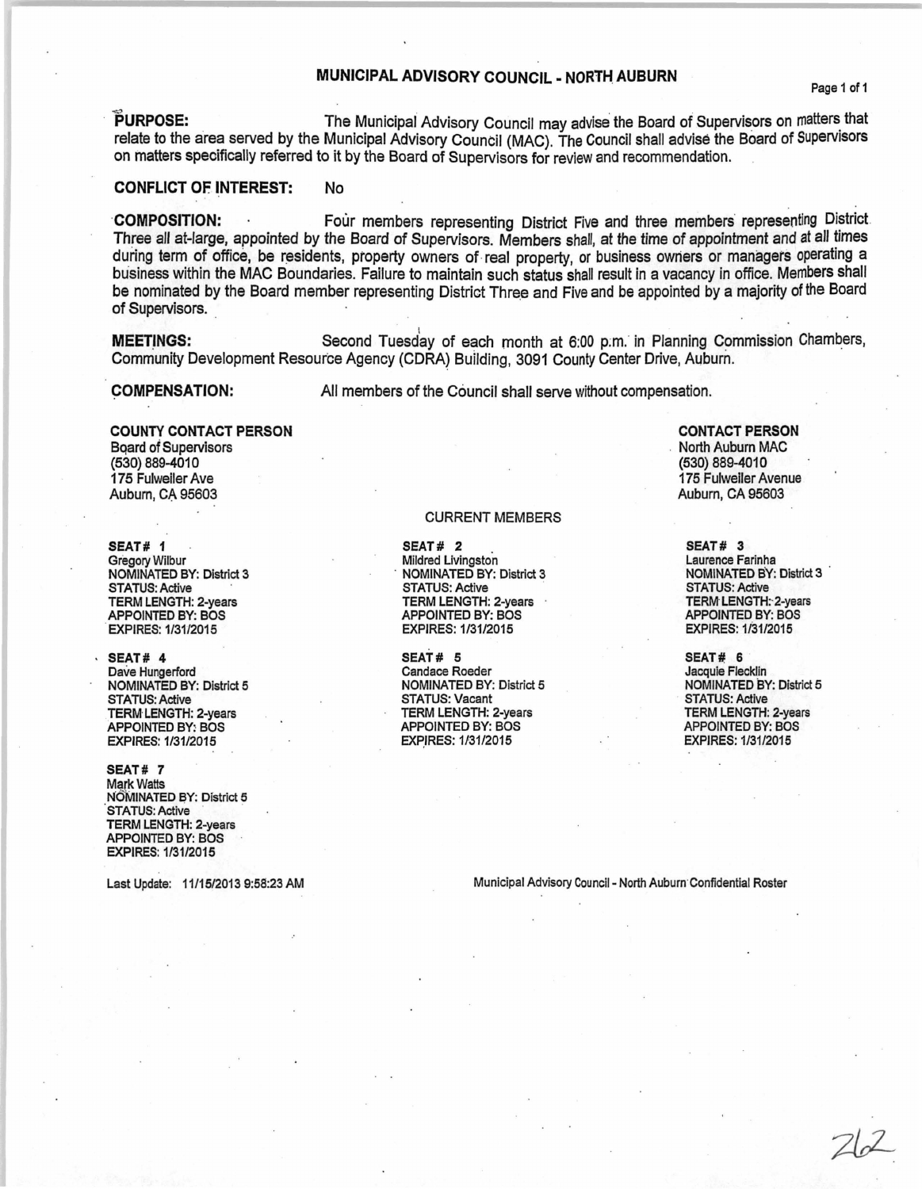# MUNICIPAL ADVISORY COUNCIL - NORTH AUBURN

**PURPOSE:** The Municipal Advisory Council may advise the Board of Supervisors on matters that relate to the area served by the Municipal Advisory Council (MAC). The Council shall advise the Board of Supervisors on matters specifically referred to it by the Board of Supervisors for review and recommendation.

**CONFLICT OF INTEREST:** No

**COMPOSITION:** Four members representing District Five and three members representing District Three all at-large, appointed by the Board of Supervisors. Members shall, at the time of appointment and at all times during term of office, be residents, property owners of real property, or business owners or managers operating a business within the MAC Boundaries. Failure to maintain such status shall result in a vacancy in office. Members shall be nominated by the Board member representing District Three and Five and be appointed by a majority of the Board of Supervisors.

**MEETINGS:** Second Tuesday of each month at 6:00 p.m. in Planning Commission Chambers, Community Development Resource Agency (CDRA) Building, 3091 County Center Drive, Auburn.

**COMPENSATION:** All members of the Council shall serve without compensation.

**COUNTY CONTACT PERSON**
Board of Supervisors
(530) 889-4010
175 Fulweiler Ave
Auburn, CA 95603

**CONTACT PERSON**
North Auburn MAC
(530) 889-4010
175 Fulweiler Avenue
Auburn, CA 95603

CURRENT MEMBERS

**SEAT# 1**
Gregory Wilbur
NOMINATED BY: District 3
STATUS: Active
TERM LENGTH: 2-years
APPOINTED BY: BOS
EXPIRES: 1/31/2015

**SEAT# 2**
Mildred Livingston
NOMINATED BY: District 3
STATUS: Active
TERM LENGTH: 2-years
APPOINTED BY: BOS
EXPIRES: 1/31/2015

**SEAT# 3**
Laurence Farinha
NOMINATED BY: District 3
STATUS: Active
TERM LENGTH: 2-years
APPOINTED BY: BOS
EXPIRES: 1/31/2015

**SEAT# 4**
Dave Hungerford
NOMINATED BY: District 5
STATUS: Active
TERM LENGTH: 2-years
APPOINTED BY: BOS
EXPIRES: 1/31/2015

**SEAT# 5**
Candace Roeder
NOMINATED BY: District 5
STATUS: Vacant
TERM LENGTH: 2-years
APPOINTED BY: BOS
EXPIRES: 1/31/2015

**SEAT# 6**
Jacquie Flecklin
NOMINATED BY: District 5
STATUS: Active
TERM LENGTH: 2-years
APPOINTED BY: BOS
EXPIRES: 1/31/2015

**SEAT# 7**
Mark Watts
NOMINATED BY: District 5
STATUS: Active
TERM LENGTH: 2-years
APPOINTED BY: BOS
EXPIRES: 1/31/2015

Last Update: 11/15/2013 9:58:23 AM

Municipal Advisory Council - North Auburn Confidential Roster